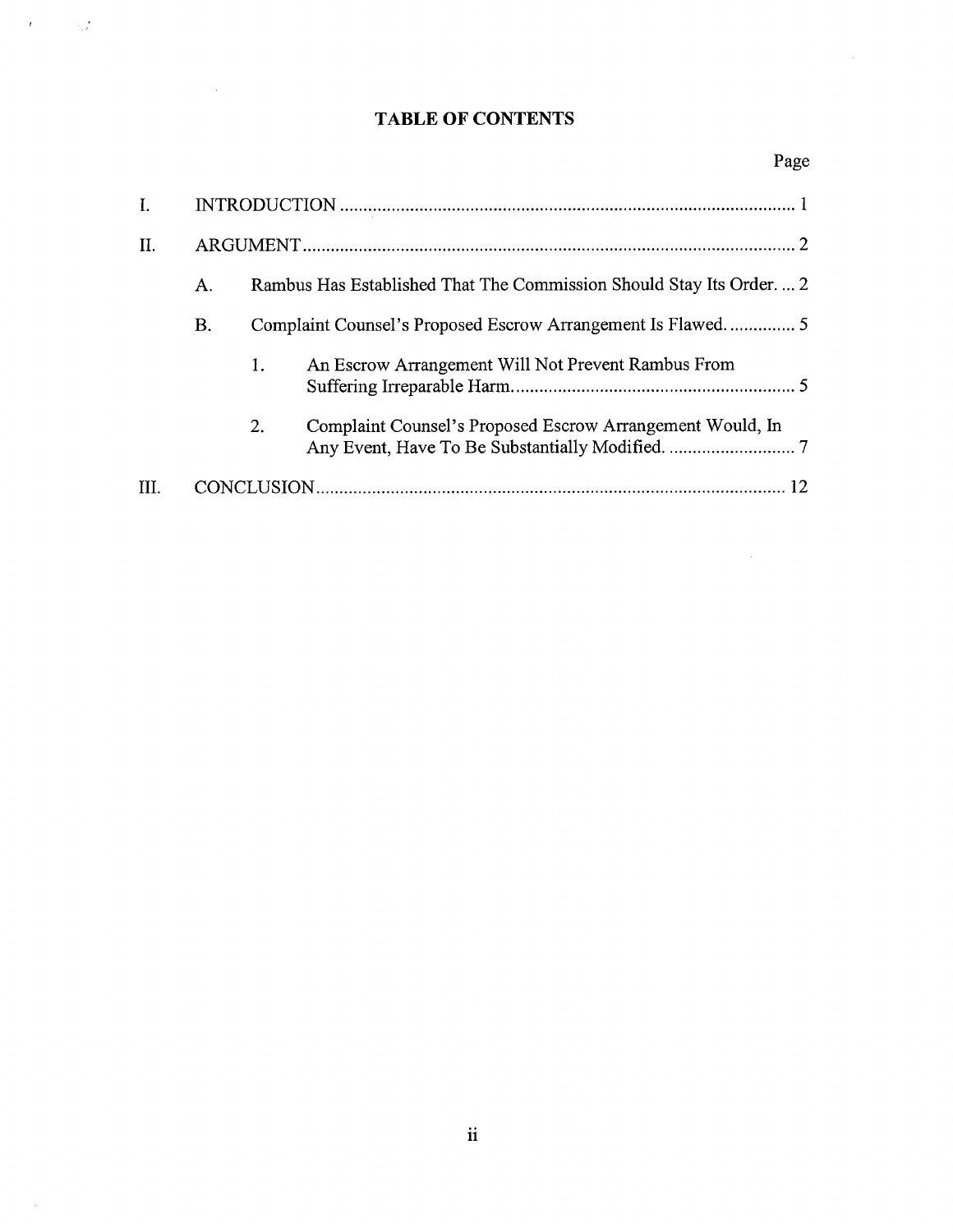# TABLE OF CONTENTS

| | | | Page |
|---|---|---|---|
| I. | INTRODUCTION | | 1 |
| II. | ARGUMENT | | 2 |
| | A. | Rambus Has Established That The Commission Should Stay Its Order. | 2 |
| | B. | Complaint Counsel's Proposed Escrow Arrangement Is Flawed. | 5 |
| | | 1. An Escrow Arrangement Will Not Prevent Rambus From Suffering Irreparable Harm. | 5 |
| | | 2. Complaint Counsel's Proposed Escrow Arrangement Would, In Any Event, Have To Be Substantially Modified. | 7 |
| III. | CONCLUSION | | 12 |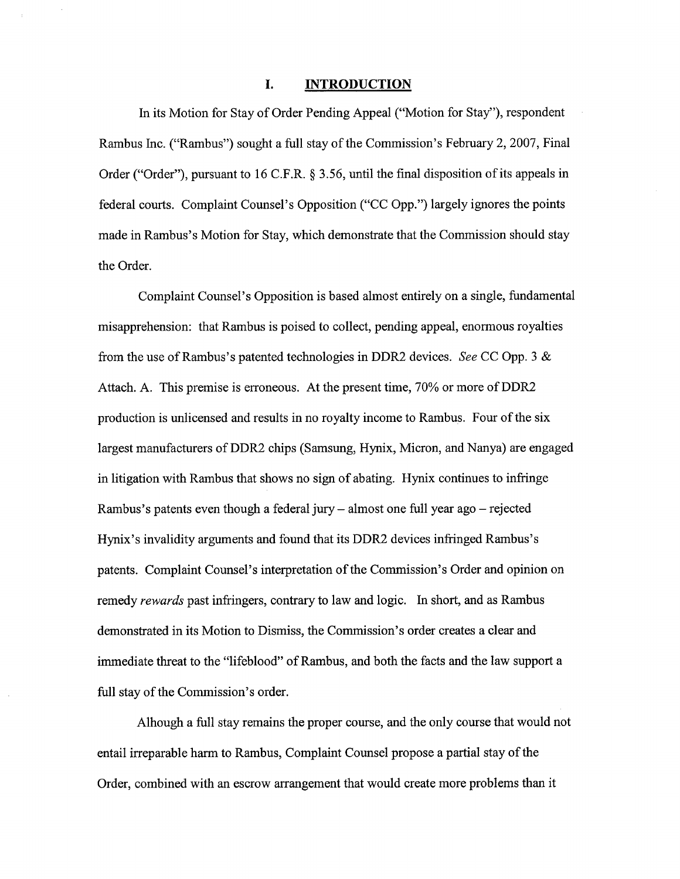## I. INTRODUCTION

In its Motion for Stay of Order Pending Appeal ("Motion for Stay"), respondent Rambus Inc. ("Rambus") sought a full stay of the Commission's February 2, 2007, Final Order ("Order"), pursuant to 16 C.F.R. § 3.56, until the final disposition of its appeals in federal courts. Complaint Counsel's Opposition ("CC Opp.") largely ignores the points made in Rambus's Motion for Stay, which demonstrate that the Commission should stay the Order.

Complaint Counsel's Opposition is based almost entirely on a single, fundamental misapprehension: that Rambus is poised to collect, pending appeal, enormous royalties from the use of Rambus's patented technologies in DDR2 devices. *See* CC Opp. 3 & Attach. A. This premise is erroneous. At the present time, 70% or more of DDR2 production is unlicensed and results in no royalty income to Rambus. Four of the six largest manufacturers of DDR2 chips (Samsung, Hynix, Micron, and Nanya) are engaged in litigation with Rambus that shows no sign of abating. Hynix continues to infringe Rambus's patents even though a federal jury – almost one full year ago – rejected Hynix's invalidity arguments and found that its DDR2 devices infringed Rambus's patents. Complaint Counsel's interpretation of the Commission's Order and opinion on remedy *rewards* past infringers, contrary to law and logic. In short, and as Rambus demonstrated in its Motion to Dismiss, the Commission's order creates a clear and immediate threat to the "lifeblood" of Rambus, and both the facts and the law support a full stay of the Commission's order.

Alhough a full stay remains the proper course, and the only course that would not entail irreparable harm to Rambus, Complaint Counsel propose a partial stay of the Order, combined with an escrow arrangement that would create more problems than it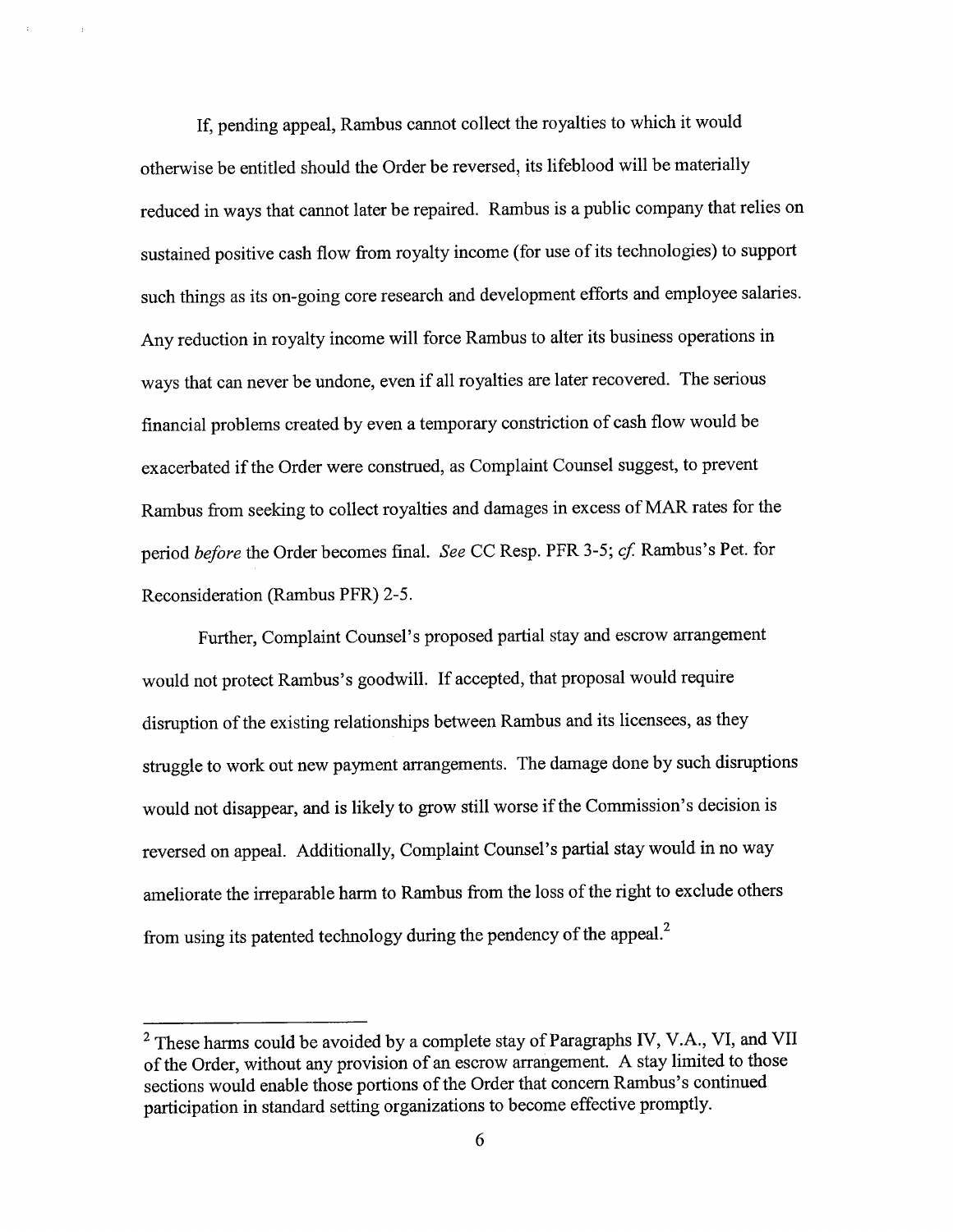If, pending appeal, Rambus cannot collect the royalties to which it would otherwise be entitled should the Order be reversed, its lifeblood will be materially reduced in ways that cannot later be repaired. Rambus is a public company that relies on sustained positive cash flow from royalty income (for use of its technologies) to support such things as its on-going core research and development efforts and employee salaries. Any reduction in royalty income will force Rambus to alter its business operations in ways that can never be undone, even if all royalties are later recovered. The serious financial problems created by even a temporary constriction of cash flow would be exacerbated if the Order were construed, as Complaint Counsel suggest, to prevent Rambus from seeking to collect royalties and damages in excess of MAR rates for the period *before* the Order becomes final. *See* CC Resp. PFR 3-5; *cf.* Rambus's Pet. for Reconsideration (Rambus PFR) 2-5.

Further, Complaint Counsel's proposed partial stay and escrow arrangement would not protect Rambus's goodwill. If accepted, that proposal would require disruption of the existing relationships between Rambus and its licensees, as they struggle to work out new payment arrangements. The damage done by such disruptions would not disappear, and is likely to grow still worse if the Commission's decision is reversed on appeal. Additionally, Complaint Counsel's partial stay would in no way ameliorate the irreparable harm to Rambus from the loss of the right to exclude others from using its patented technology during the pendency of the appeal.[2]

---

[2] These harms could be avoided by a complete stay of Paragraphs IV, V.A., VI, and VII of the Order, without any provision of an escrow arrangement. A stay limited to those sections would enable those portions of the Order that concern Rambus's continued participation in standard setting organizations to become effective promptly.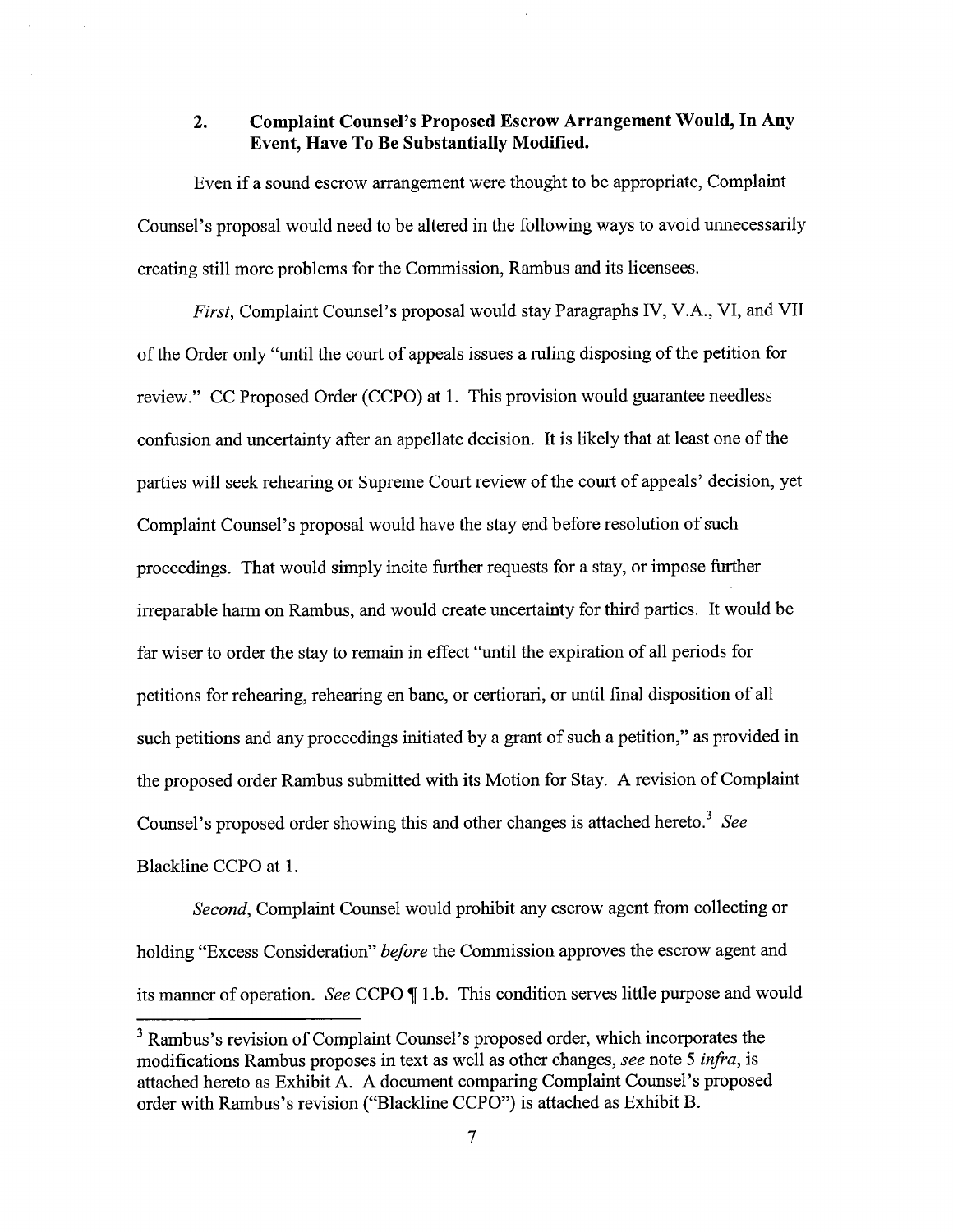### 2. **Complaint Counsel's Proposed Escrow Arrangement Would, In Any Event, Have To Be Substantially Modified.**

Even if a sound escrow arrangement were thought to be appropriate, Complaint Counsel's proposal would need to be altered in the following ways to avoid unnecessarily creating still more problems for the Commission, Rambus and its licensees.

*First*, Complaint Counsel's proposal would stay Paragraphs IV, V.A., VI, and VII of the Order only "until the court of appeals issues a ruling disposing of the petition for review." CC Proposed Order (CCPO) at 1. This provision would guarantee needless confusion and uncertainty after an appellate decision. It is likely that at least one of the parties will seek rehearing or Supreme Court review of the court of appeals' decision, yet Complaint Counsel's proposal would have the stay end before resolution of such proceedings. That would simply incite further requests for a stay, or impose further irreparable harm on Rambus, and would create uncertainty for third parties. It would be far wiser to order the stay to remain in effect "until the expiration of all periods for petitions for rehearing, rehearing en banc, or certiorari, or until final disposition of all such petitions and any proceedings initiated by a grant of such a petition," as provided in the proposed order Rambus submitted with its Motion for Stay. A revision of Complaint Counsel's proposed order showing this and other changes is attached hereto.[3] *See* Blackline CCPO at 1.

*Second*, Complaint Counsel would prohibit any escrow agent from collecting or holding "Excess Consideration" *before* the Commission approves the escrow agent and its manner of operation. *See* CCPO ¶ 1.b. This condition serves little purpose and would

[3] Rambus's revision of Complaint Counsel's proposed order, which incorporates the modifications Rambus proposes in text as well as other changes, *see* note 5 *infra*, is attached hereto as Exhibit A. A document comparing Complaint Counsel's proposed order with Rambus's revision ("Blackline CCPO") is attached as Exhibit B.